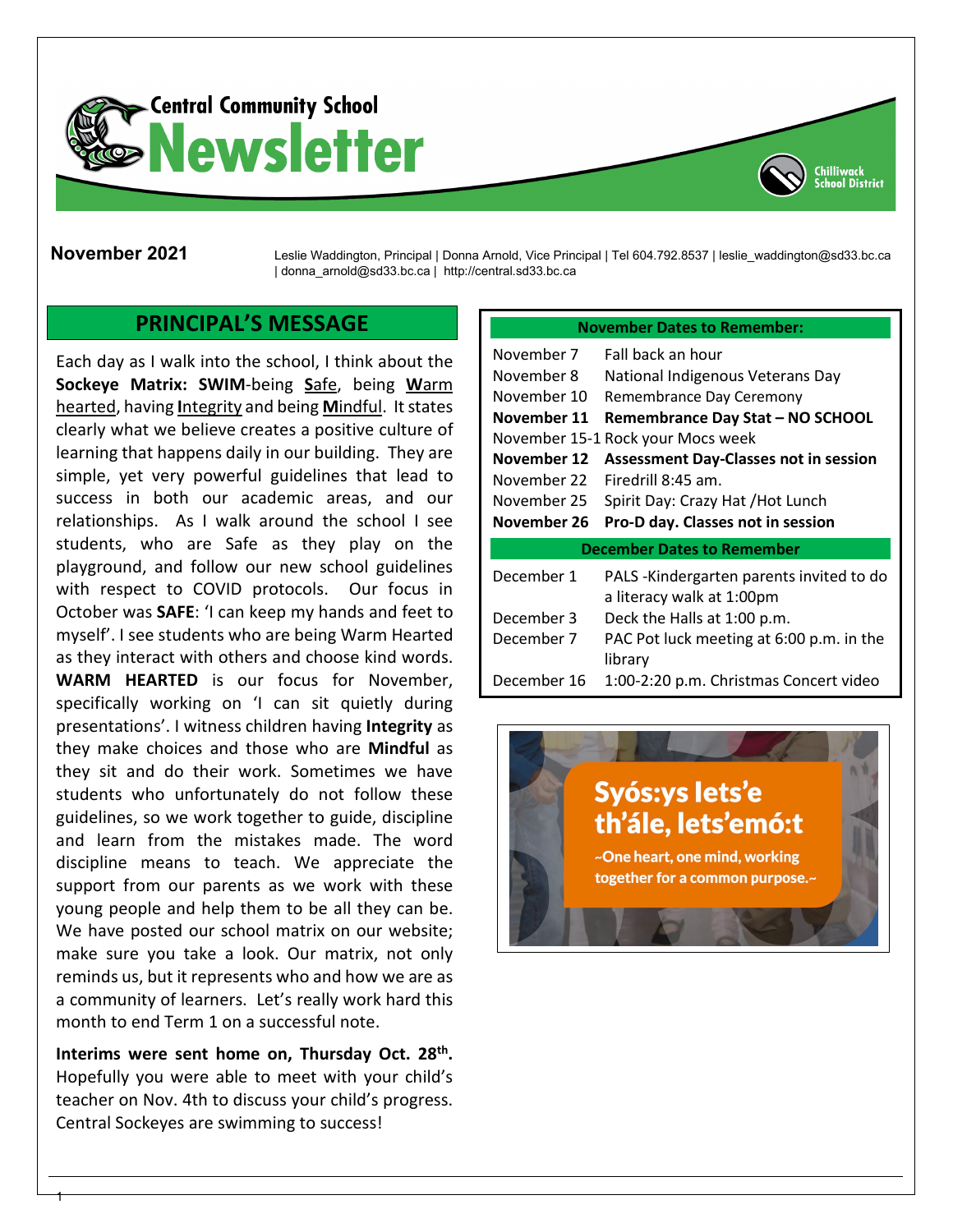# Central Community School Newsletter

**November 2021**

Leslie Waddington, Principal | Donna Arnold, Vice Principal | Tel 604.792.8537 | leslie_waddington@sd33.bc.ca | donna_arnold@sd33.bc.ca | http://central.sd33.bc.ca

## PRINCIPAL'S MESSAGE

Each day as I walk into the school, I think about the **Sockeye Matrix: SWIM**-being **S**afe, being **W**arm hearted, having **I**ntegrity and being **M**indful. It states clearly what we believe creates a positive culture of learning that happens daily in our building. They are simple, yet very powerful guidelines that lead to success in both our academic areas, and our relationships. As I walk around the school I see students, who are Safe as they play on the playground, and follow our new school guidelines with respect to COVID protocols. Our focus in October was **SAFE**: 'I can keep my hands and feet to myself'. I see students who are being Warm Hearted as they interact with others and choose kind words. **WARM HEARTED** is our focus for November, specifically working on 'I can sit quietly during presentations'. I witness children having **Integrity** as they make choices and those who are **Mindful** as they sit and do their work. Sometimes we have students who unfortunately do not follow these guidelines, so we work together to guide, discipline and learn from the mistakes made. The word discipline means to teach. We appreciate the support from our parents as we work with these young people and help them to be all they can be. We have posted our school matrix on our website; make sure you take a look. Our matrix, not only reminds us, but it represents who and how we are as a community of learners. Let's really work hard this month to end Term 1 on a successful note.

**Interims were sent home on, Thursday Oct. 28th.** Hopefully you were able to meet with your child's teacher on Nov. 4th to discuss your child's progress. Central Sockeyes are swimming to success!

| **November Dates to Remember:** | |
|---|---|
| November 7 | Fall back an hour |
| November 8 | National Indigenous Veterans Day |
| November 10 | Remembrance Day Ceremony |
| **November 11** | **Remembrance Day Stat – NO SCHOOL** |
| November 15-1 | Rock your Mocs week |
| **November 12** | **Assessment Day-Classes not in session** |
| November 22 | Firedrill 8:45 am. |
| November 25 | Spirit Day: Crazy Hat /Hot Lunch |
| **November 26** | **Pro-D day. Classes not in session** |

| **December Dates to Remember** | |
|---|---|
| December 1 | PALS -Kindergarten parents invited to do a literacy walk at 1:00pm |
| December 3 | Deck the Halls at 1:00 p.m. |
| December 7 | PAC Pot luck meeting at 6:00 p.m. in the library |
| December 16 | 1:00-2:20 p.m. Christmas Concert video |

**Syós:ys lets'e th'ále, lets'emó:t**

~One heart, one mind, working together for a common purpose.~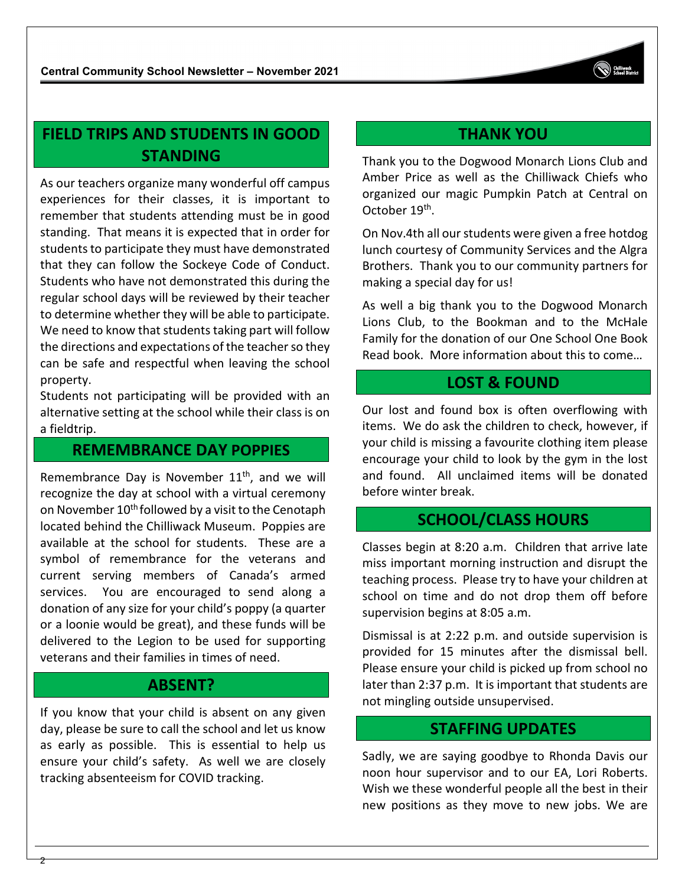## FIELD TRIPS AND STUDENTS IN GOOD STANDING

As our teachers organize many wonderful off campus experiences for their classes, it is important to remember that students attending must be in good standing. That means it is expected that in order for students to participate they must have demonstrated that they can follow the Sockeye Code of Conduct. Students who have not demonstrated this during the regular school days will be reviewed by their teacher to determine whether they will be able to participate. We need to know that students taking part will follow the directions and expectations of the teacher so they can be safe and respectful when leaving the school property.

Students not participating will be provided with an alternative setting at the school while their class is on a fieldtrip.

## REMEMBRANCE DAY POPPIES

Remembrance Day is November 11th, and we will recognize the day at school with a virtual ceremony on November 10th followed by a visit to the Cenotaph located behind the Chilliwack Museum. Poppies are available at the school for students. These are a symbol of remembrance for the veterans and current serving members of Canada's armed services. You are encouraged to send along a donation of any size for your child's poppy (a quarter or a loonie would be great), and these funds will be delivered to the Legion to be used for supporting veterans and their families in times of need.

## ABSENT?

If you know that your child is absent on any given day, please be sure to call the school and let us know as early as possible. This is essential to help us ensure your child's safety. As well we are closely tracking absenteeism for COVID tracking.

## THANK YOU

Thank you to the Dogwood Monarch Lions Club and Amber Price as well as the Chilliwack Chiefs who organized our magic Pumpkin Patch at Central on October 19th.

On Nov.4th all our students were given a free hotdog lunch courtesy of Community Services and the Algra Brothers. Thank you to our community partners for making a special day for us!

As well a big thank you to the Dogwood Monarch Lions Club, to the Bookman and to the McHale Family for the donation of our One School One Book Read book. More information about this to come…

## LOST & FOUND

Our lost and found box is often overflowing with items. We do ask the children to check, however, if your child is missing a favourite clothing item please encourage your child to look by the gym in the lost and found. All unclaimed items will be donated before winter break.

## SCHOOL/CLASS HOURS

Classes begin at 8:20 a.m. Children that arrive late miss important morning instruction and disrupt the teaching process. Please try to have your children at school on time and do not drop them off before supervision begins at 8:05 a.m.

Dismissal is at 2:22 p.m. and outside supervision is provided for 15 minutes after the dismissal bell. Please ensure your child is picked up from school no later than 2:37 p.m. It is important that students are not mingling outside unsupervised.

## STAFFING UPDATES

Sadly, we are saying goodbye to Rhonda Davis our noon hour supervisor and to our EA, Lori Roberts. Wish we these wonderful people all the best in their new positions as they move to new jobs. We are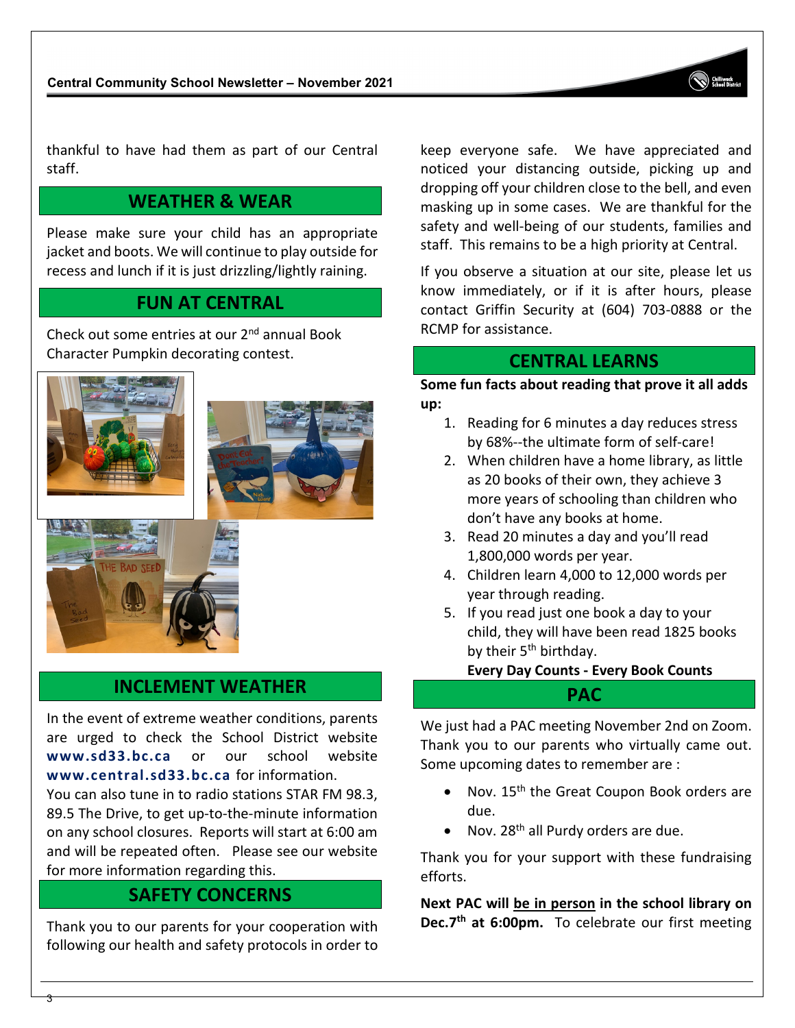thankful to have had them as part of our Central staff.

## WEATHER & WEAR

Please make sure your child has an appropriate jacket and boots. We will continue to play outside for recess and lunch if it is just drizzling/lightly raining.

## FUN AT CENTRAL

Check out some entries at our 2nd annual Book Character Pumpkin decorating contest.

## INCLEMENT WEATHER

In the event of extreme weather conditions, parents are urged to check the School District website **www.sd33.bc.ca** or our school website **www.central.sd33.bc.ca** for information.
You can also tune in to radio stations STAR FM 98.3, 89.5 The Drive, to get up-to-the-minute information on any school closures. Reports will start at 6:00 am and will be repeated often. Please see our website for more information regarding this.

## SAFETY CONCERNS

Thank you to our parents for your cooperation with following our health and safety protocols in order to keep everyone safe. We have appreciated and noticed your distancing outside, picking up and dropping off your children close to the bell, and even masking up in some cases. We are thankful for the safety and well-being of our students, families and staff. This remains to be a high priority at Central.

If you observe a situation at our site, please let us know immediately, or if it is after hours, please contact Griffin Security at (604) 703-0888 or the RCMP for assistance.

## CENTRAL LEARNS

**Some fun facts about reading that prove it all adds up:**

1. Reading for 6 minutes a day reduces stress by 68%--the ultimate form of self-care!
2. When children have a home library, as little as 20 books of their own, they achieve 3 more years of schooling than children who don't have any books at home.
3. Read 20 minutes a day and you'll read 1,800,000 words per year.
4. Children learn 4,000 to 12,000 words per year through reading.
5. If you read just one book a day to your child, they will have been read 1825 books by their 5th birthday.

**Every Day Counts - Every Book Counts**

## PAC

We just had a PAC meeting November 2nd on Zoom. Thank you to our parents who virtually came out. Some upcoming dates to remember are :

- Nov. 15th the Great Coupon Book orders are due.
- Nov. 28th all Purdy orders are due.

Thank you for your support with these fundraising efforts.

**Next PAC will <u>be in person</u> in the school library on Dec.7th at 6:00pm.** To celebrate our first meeting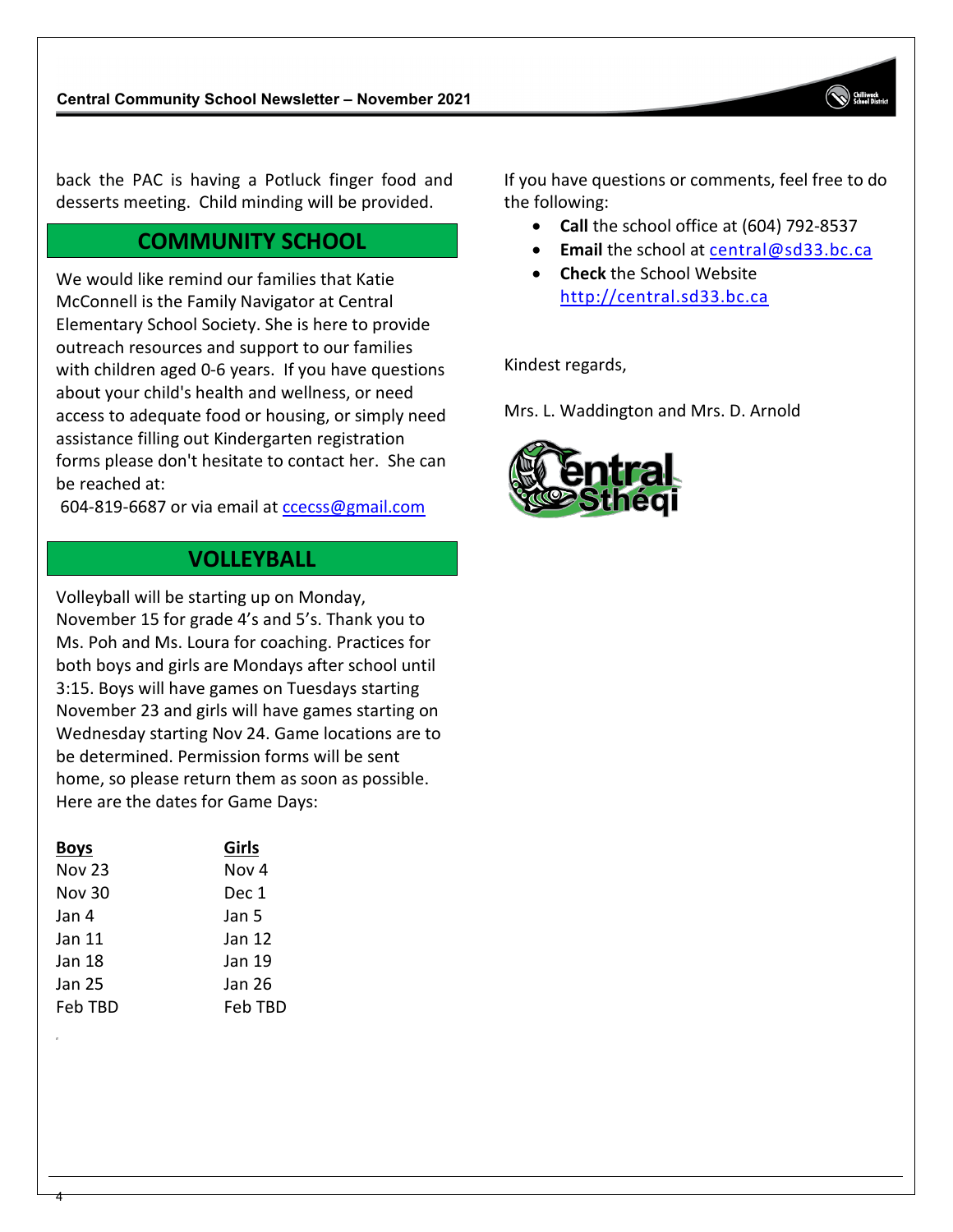back the PAC is having a Potluck finger food and desserts meeting. Child minding will be provided.

## COMMUNITY SCHOOL

We would like remind our families that Katie McConnell is the Family Navigator at Central Elementary School Society. She is here to provide outreach resources and support to our families with children aged 0-6 years. If you have questions about your child's health and wellness, or need access to adequate food or housing, or simply need assistance filling out Kindergarten registration forms please don't hesitate to contact her. She can be reached at:

604-819-6687 or via email at ccecss@gmail.com

## VOLLEYBALL

Volleyball will be starting up on Monday, November 15 for grade 4's and 5's. Thank you to Ms. Poh and Ms. Loura for coaching. Practices for both boys and girls are Mondays after school until 3:15. Boys will have games on Tuesdays starting November 23 and girls will have games starting on Wednesday starting Nov 24. Game locations are to be determined. Permission forms will be sent home, so please return them as soon as possible. Here are the dates for Game Days:

| Boys | Girls |
|---|---|
| Nov 23 | Nov 4 |
| Nov 30 | Dec 1 |
| Jan 4 | Jan 5 |
| Jan 11 | Jan 12 |
| Jan 18 | Jan 19 |
| Jan 25 | Jan 26 |
| Feb TBD | Feb TBD |

If you have questions or comments, feel free to do the following:

- **Call** the school office at (604) 792-8537
- **Email** the school at central@sd33.bc.ca
- **Check** the School Website http://central.sd33.bc.ca

Kindest regards,

Mrs. L. Waddington and Mrs. D. Arnold